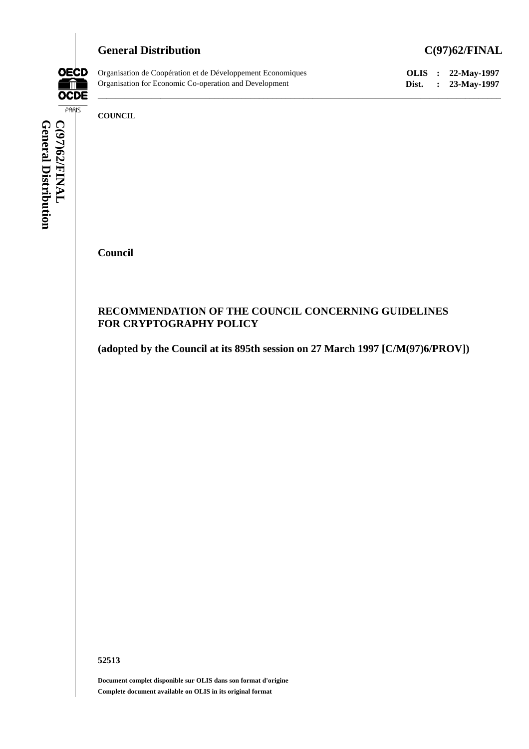**General Distribution** **C(97)62/FINAL**

Organisation de Coopération et de Développement Economiques
Organisation for Economic Co-operation and Development

**OLIS : 22-May-1997**
**Dist. : 23-May-1997**

**COUNCIL**

**Council**

## RECOMMENDATION OF THE COUNCIL CONCERNING GUIDELINES FOR CRYPTOGRAPHY POLICY

**(adopted by the Council at its 895th session on 27 March 1997 [C/M(97)6/PROV])**

**52513**

**Document complet disponible sur OLIS dans son format d'origine**
**Complete document available on OLIS in its original format**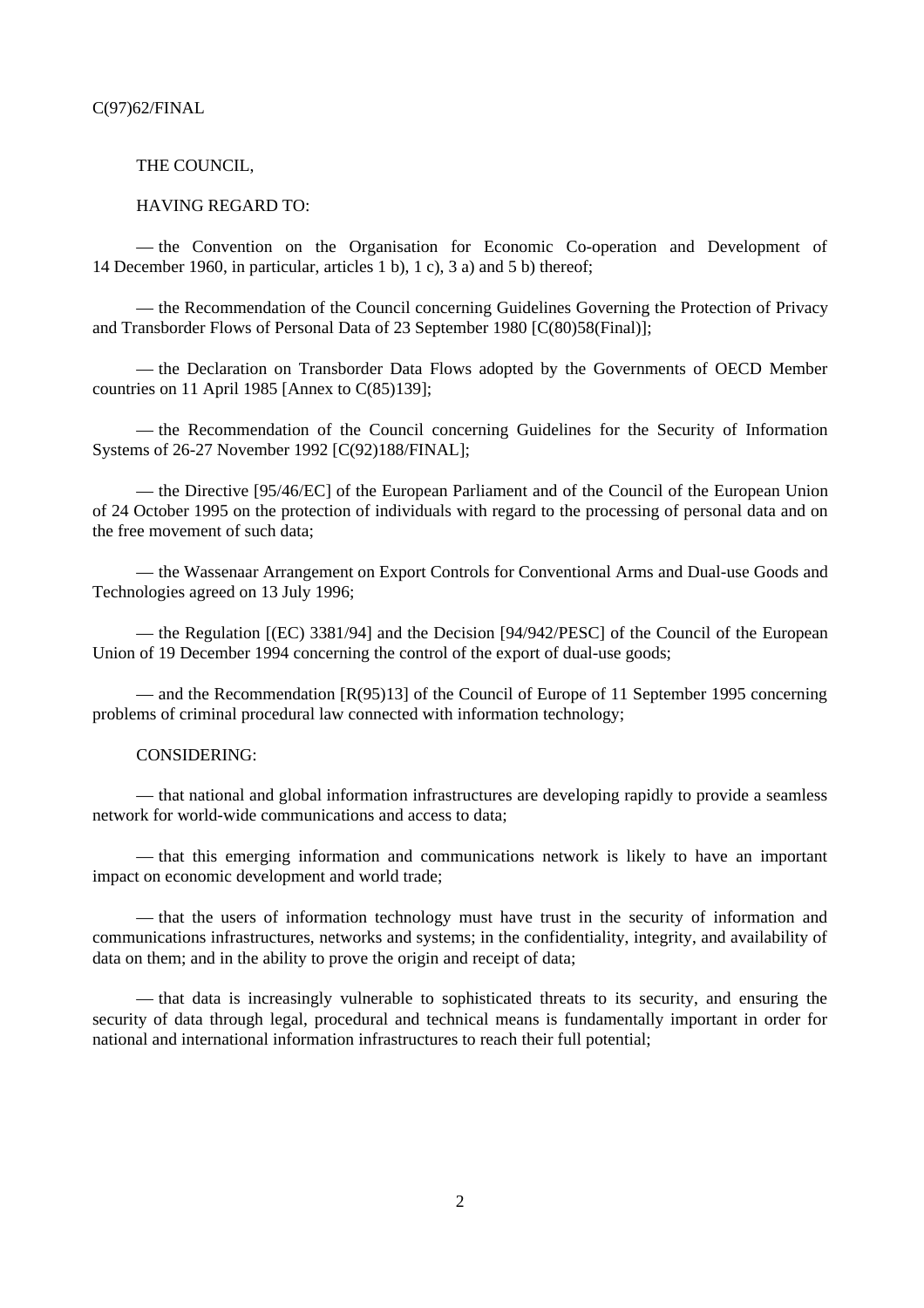C(97)62/FINAL

THE COUNCIL,

HAVING REGARD TO:

— the Convention on the Organisation for Economic Co-operation and Development of 14 December 1960, in particular, articles 1 b), 1 c), 3 a) and 5 b) thereof;

— the Recommendation of the Council concerning Guidelines Governing the Protection of Privacy and Transborder Flows of Personal Data of 23 September 1980 [C(80)58(Final)];

— the Declaration on Transborder Data Flows adopted by the Governments of OECD Member countries on 11 April 1985 [Annex to C(85)139];

— the Recommendation of the Council concerning Guidelines for the Security of Information Systems of 26-27 November 1992 [C(92)188/FINAL];

— the Directive [95/46/EC] of the European Parliament and of the Council of the European Union of 24 October 1995 on the protection of individuals with regard to the processing of personal data and on the free movement of such data;

— the Wassenaar Arrangement on Export Controls for Conventional Arms and Dual-use Goods and Technologies agreed on 13 July 1996;

— the Regulation [(EC) 3381/94] and the Decision [94/942/PESC] of the Council of the European Union of 19 December 1994 concerning the control of the export of dual-use goods;

— and the Recommendation [R(95)13] of the Council of Europe of 11 September 1995 concerning problems of criminal procedural law connected with information technology;

CONSIDERING:

— that national and global information infrastructures are developing rapidly to provide a seamless network for world-wide communications and access to data;

— that this emerging information and communications network is likely to have an important impact on economic development and world trade;

— that the users of information technology must have trust in the security of information and communications infrastructures, networks and systems; in the confidentiality, integrity, and availability of data on them; and in the ability to prove the origin and receipt of data;

— that data is increasingly vulnerable to sophisticated threats to its security, and ensuring the security of data through legal, procedural and technical means is fundamentally important in order for national and international information infrastructures to reach their full potential;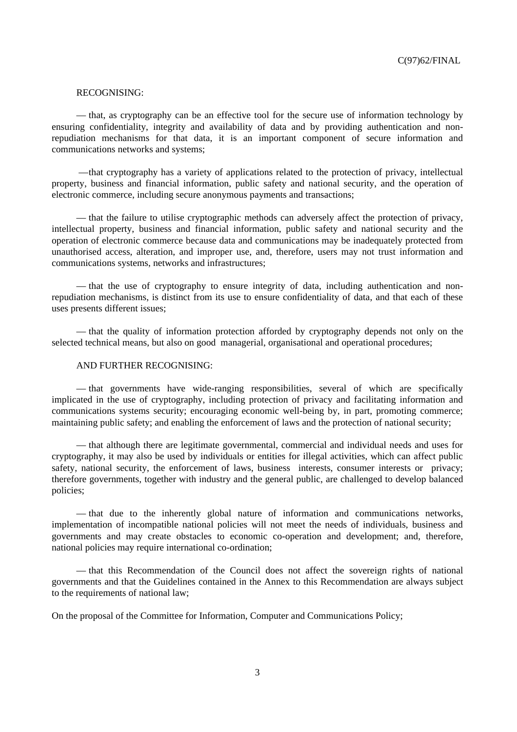RECOGNISING:

— that, as cryptography can be an effective tool for the secure use of information technology by ensuring confidentiality, integrity and availability of data and by providing authentication and non-repudiation mechanisms for that data, it is an important component of secure information and communications networks and systems;

— that cryptography has a variety of applications related to the protection of privacy, intellectual property, business and financial information, public safety and national security, and the operation of electronic commerce, including secure anonymous payments and transactions;

— that the failure to utilise cryptographic methods can adversely affect the protection of privacy, intellectual property, business and financial information, public safety and national security and the operation of electronic commerce because data and communications may be inadequately protected from unauthorised access, alteration, and improper use, and, therefore, users may not trust information and communications systems, networks and infrastructures;

— that the use of cryptography to ensure integrity of data, including authentication and non-repudiation mechanisms, is distinct from its use to ensure confidentiality of data, and that each of these uses presents different issues;

— that the quality of information protection afforded by cryptography depends not only on the selected technical means, but also on good managerial, organisational and operational procedures;

AND FURTHER RECOGNISING:

— that governments have wide-ranging responsibilities, several of which are specifically implicated in the use of cryptography, including protection of privacy and facilitating information and communications systems security; encouraging economic well-being by, in part, promoting commerce; maintaining public safety; and enabling the enforcement of laws and the protection of national security;

— that although there are legitimate governmental, commercial and individual needs and uses for cryptography, it may also be used by individuals or entities for illegal activities, which can affect public safety, national security, the enforcement of laws, business interests, consumer interests or privacy; therefore governments, together with industry and the general public, are challenged to develop balanced policies;

— that due to the inherently global nature of information and communications networks, implementation of incompatible national policies will not meet the needs of individuals, business and governments and may create obstacles to economic co-operation and development; and, therefore, national policies may require international co-ordination;

— that this Recommendation of the Council does not affect the sovereign rights of national governments and that the Guidelines contained in the Annex to this Recommendation are always subject to the requirements of national law;

On the proposal of the Committee for Information, Computer and Communications Policy;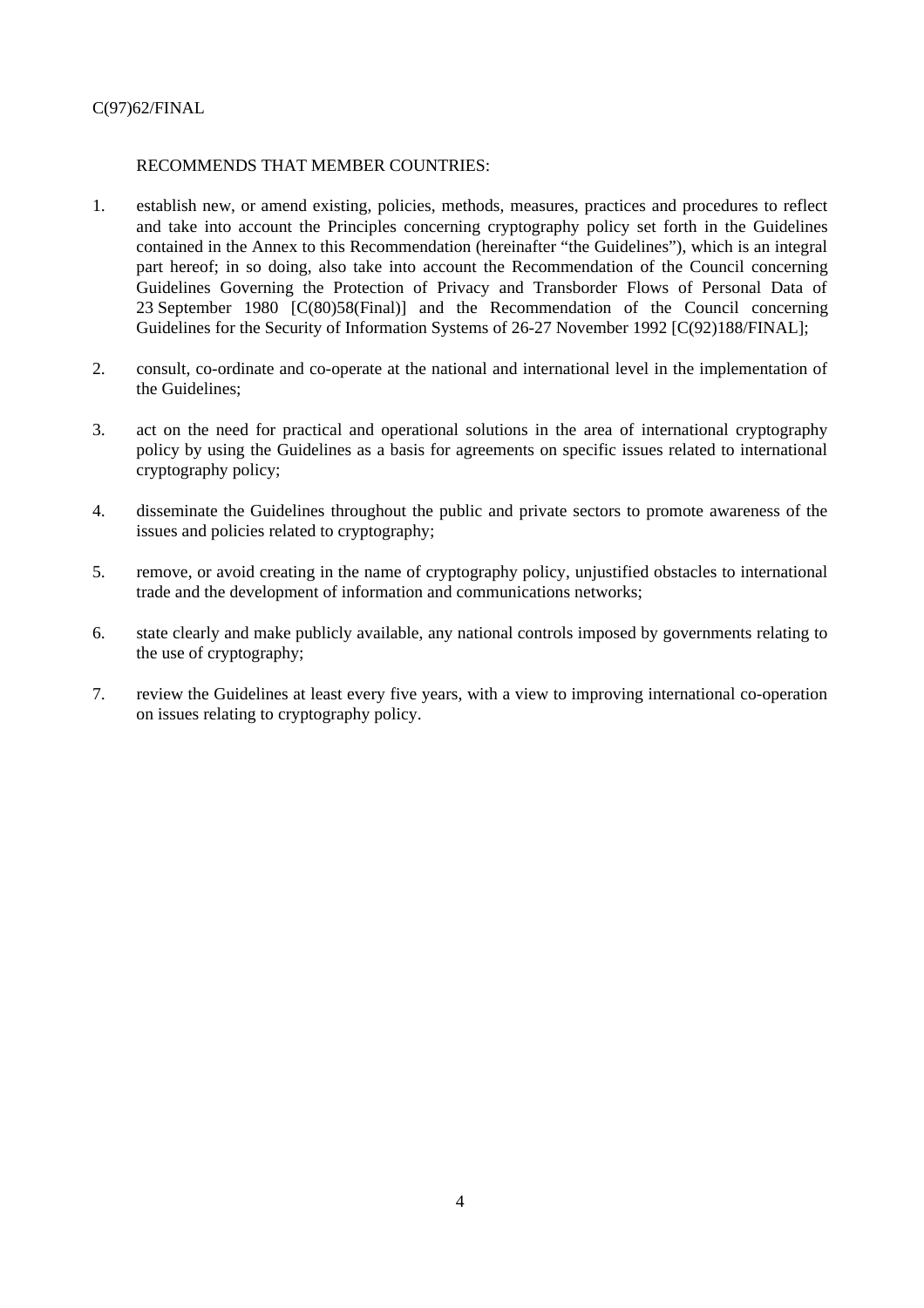RECOMMENDS THAT MEMBER COUNTRIES:

1. establish new, or amend existing, policies, methods, measures, practices and procedures to reflect and take into account the Principles concerning cryptography policy set forth in the Guidelines contained in the Annex to this Recommendation (hereinafter “the Guidelines”), which is an integral part hereof; in so doing, also take into account the Recommendation of the Council concerning Guidelines Governing the Protection of Privacy and Transborder Flows of Personal Data of 23 September 1980 [C(80)58(Final)] and the Recommendation of the Council concerning Guidelines for the Security of Information Systems of 26-27 November 1992 [C(92)188/FINAL];

2. consult, co-ordinate and co-operate at the national and international level in the implementation of the Guidelines;

3. act on the need for practical and operational solutions in the area of international cryptography policy by using the Guidelines as a basis for agreements on specific issues related to international cryptography policy;

4. disseminate the Guidelines throughout the public and private sectors to promote awareness of the issues and policies related to cryptography;

5. remove, or avoid creating in the name of cryptography policy, unjustified obstacles to international trade and the development of information and communications networks;

6. state clearly and make publicly available, any national controls imposed by governments relating to the use of cryptography;

7. review the Guidelines at least every five years, with a view to improving international co-operation on issues relating to cryptography policy.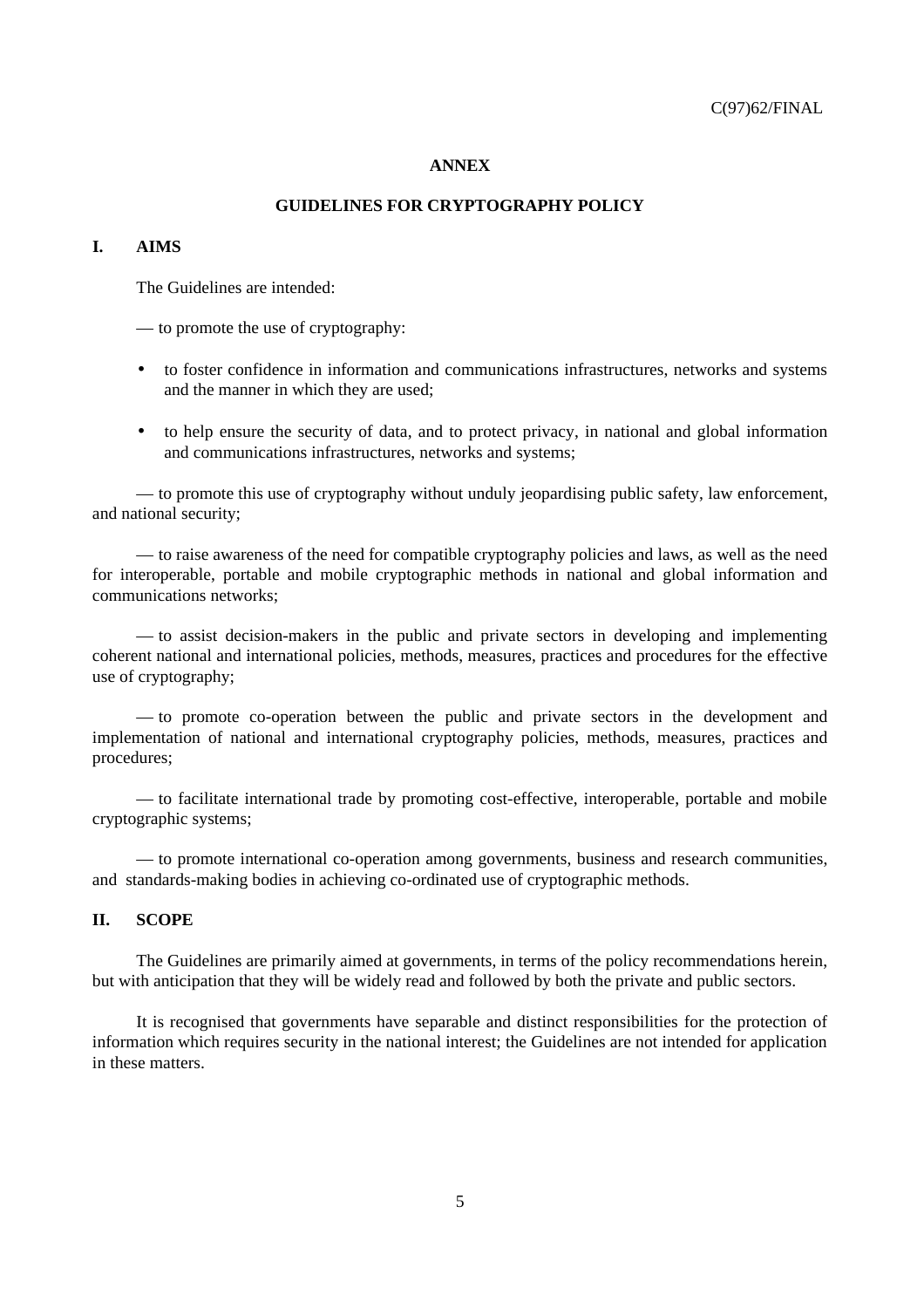# ANNEX

## GUIDELINES FOR CRYPTOGRAPHY POLICY

### I. AIMS

The Guidelines are intended:

— to promote the use of cryptography:

- to foster confidence in information and communications infrastructures, networks and systems and the manner in which they are used;
- to help ensure the security of data, and to protect privacy, in national and global information and communications infrastructures, networks and systems;

— to promote this use of cryptography without unduly jeopardising public safety, law enforcement, and national security;

— to raise awareness of the need for compatible cryptography policies and laws, as well as the need for interoperable, portable and mobile cryptographic methods in national and global information and communications networks;

— to assist decision-makers in the public and private sectors in developing and implementing coherent national and international policies, methods, measures, practices and procedures for the effective use of cryptography;

— to promote co-operation between the public and private sectors in the development and implementation of national and international cryptography policies, methods, measures, practices and procedures;

— to facilitate international trade by promoting cost-effective, interoperable, portable and mobile cryptographic systems;

— to promote international co-operation among governments, business and research communities, and standards-making bodies in achieving co-ordinated use of cryptographic methods.

### II. SCOPE

The Guidelines are primarily aimed at governments, in terms of the policy recommendations herein, but with anticipation that they will be widely read and followed by both the private and public sectors.

It is recognised that governments have separable and distinct responsibilities for the protection of information which requires security in the national interest; the Guidelines are not intended for application in these matters.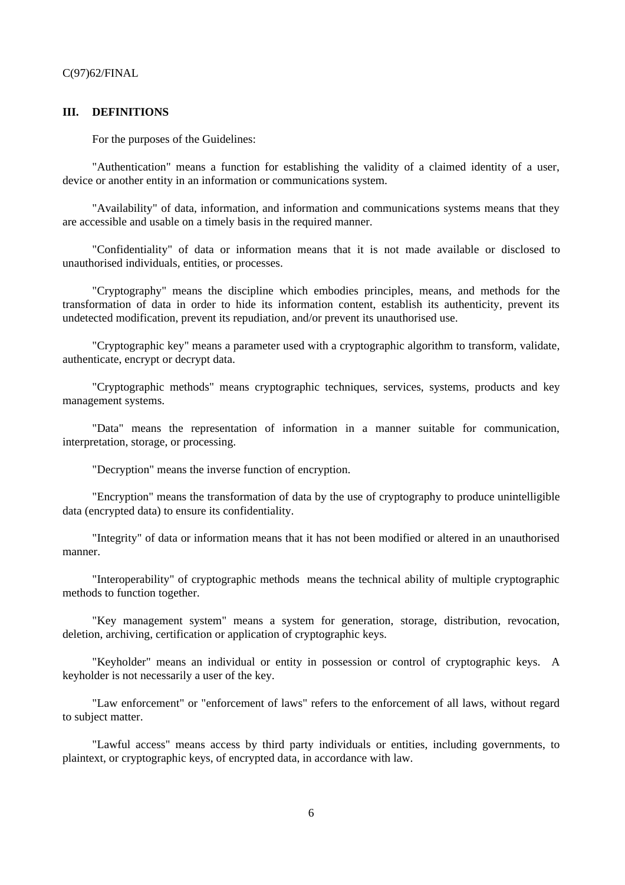## III. DEFINITIONS

For the purposes of the Guidelines:

"Authentication" means a function for establishing the validity of a claimed identity of a user, device or another entity in an information or communications system.

"Availability" of data, information, and information and communications systems means that they are accessible and usable on a timely basis in the required manner.

"Confidentiality" of data or information means that it is not made available or disclosed to unauthorised individuals, entities, or processes.

"Cryptography" means the discipline which embodies principles, means, and methods for the transformation of data in order to hide its information content, establish its authenticity, prevent its undetected modification, prevent its repudiation, and/or prevent its unauthorised use.

"Cryptographic key" means a parameter used with a cryptographic algorithm to transform, validate, authenticate, encrypt or decrypt data.

"Cryptographic methods" means cryptographic techniques, services, systems, products and key management systems.

"Data" means the representation of information in a manner suitable for communication, interpretation, storage, or processing.

"Decryption" means the inverse function of encryption.

"Encryption" means the transformation of data by the use of cryptography to produce unintelligible data (encrypted data) to ensure its confidentiality.

"Integrity" of data or information means that it has not been modified or altered in an unauthorised manner.

"Interoperability" of cryptographic methods means the technical ability of multiple cryptographic methods to function together.

"Key management system" means a system for generation, storage, distribution, revocation, deletion, archiving, certification or application of cryptographic keys.

"Keyholder" means an individual or entity in possession or control of cryptographic keys. A keyholder is not necessarily a user of the key.

"Law enforcement" or "enforcement of laws" refers to the enforcement of all laws, without regard to subject matter.

"Lawful access" means access by third party individuals or entities, including governments, to plaintext, or cryptographic keys, of encrypted data, in accordance with law.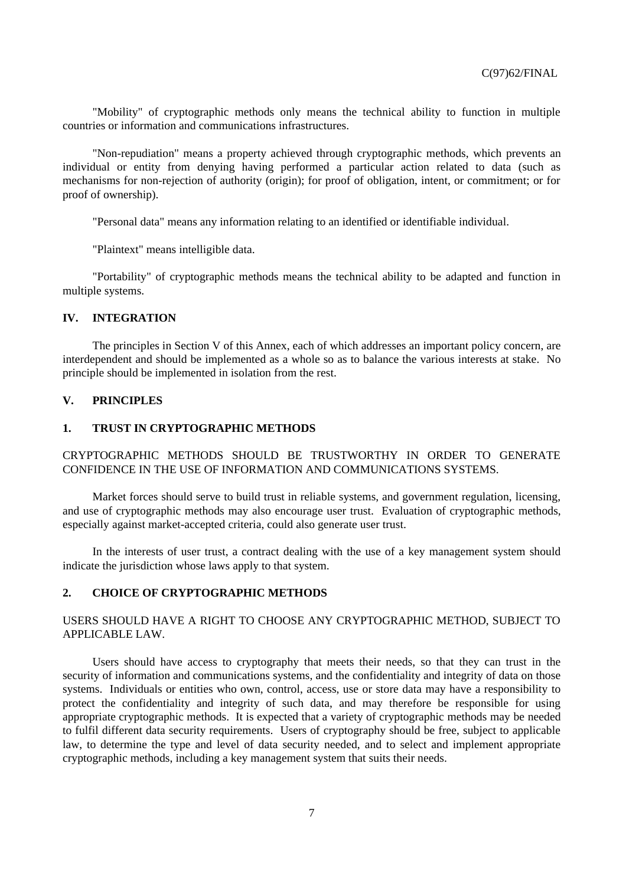"Mobility" of cryptographic methods only means the technical ability to function in multiple countries or information and communications infrastructures.

"Non-repudiation" means a property achieved through cryptographic methods, which prevents an individual or entity from denying having performed a particular action related to data (such as mechanisms for non-rejection of authority (origin); for proof of obligation, intent, or commitment; or for proof of ownership).

"Personal data" means any information relating to an identified or identifiable individual.

"Plaintext" means intelligible data.

"Portability" of cryptographic methods means the technical ability to be adapted and function in multiple systems.

## IV. INTEGRATION

The principles in Section V of this Annex, each of which addresses an important policy concern, are interdependent and should be implemented as a whole so as to balance the various interests at stake. No principle should be implemented in isolation from the rest.

## V. PRINCIPLES

### 1. TRUST IN CRYPTOGRAPHIC METHODS

CRYPTOGRAPHIC METHODS SHOULD BE TRUSTWORTHY IN ORDER TO GENERATE CONFIDENCE IN THE USE OF INFORMATION AND COMMUNICATIONS SYSTEMS.

Market forces should serve to build trust in reliable systems, and government regulation, licensing, and use of cryptographic methods may also encourage user trust. Evaluation of cryptographic methods, especially against market-accepted criteria, could also generate user trust.

In the interests of user trust, a contract dealing with the use of a key management system should indicate the jurisdiction whose laws apply to that system.

### 2. CHOICE OF CRYPTOGRAPHIC METHODS

USERS SHOULD HAVE A RIGHT TO CHOOSE ANY CRYPTOGRAPHIC METHOD, SUBJECT TO APPLICABLE LAW.

Users should have access to cryptography that meets their needs, so that they can trust in the security of information and communications systems, and the confidentiality and integrity of data on those systems. Individuals or entities who own, control, access, use or store data may have a responsibility to protect the confidentiality and integrity of such data, and may therefore be responsible for using appropriate cryptographic methods. It is expected that a variety of cryptographic methods may be needed to fulfil different data security requirements. Users of cryptography should be free, subject to applicable law, to determine the type and level of data security needed, and to select and implement appropriate cryptographic methods, including a key management system that suits their needs.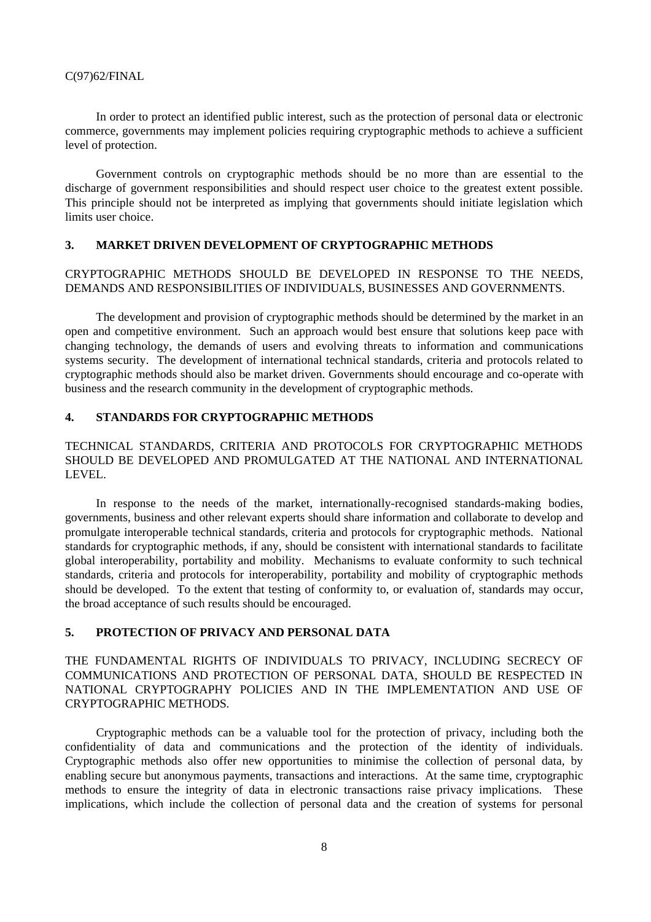In order to protect an identified public interest, such as the protection of personal data or electronic commerce, governments may implement policies requiring cryptographic methods to achieve a sufficient level of protection.

Government controls on cryptographic methods should be no more than are essential to the discharge of government responsibilities and should respect user choice to the greatest extent possible. This principle should not be interpreted as implying that governments should initiate legislation which limits user choice.

### 3. MARKET DRIVEN DEVELOPMENT OF CRYPTOGRAPHIC METHODS

CRYPTOGRAPHIC METHODS SHOULD BE DEVELOPED IN RESPONSE TO THE NEEDS, DEMANDS AND RESPONSIBILITIES OF INDIVIDUALS, BUSINESSES AND GOVERNMENTS.

The development and provision of cryptographic methods should be determined by the market in an open and competitive environment. Such an approach would best ensure that solutions keep pace with changing technology, the demands of users and evolving threats to information and communications systems security. The development of international technical standards, criteria and protocols related to cryptographic methods should also be market driven. Governments should encourage and co-operate with business and the research community in the development of cryptographic methods.

### 4. STANDARDS FOR CRYPTOGRAPHIC METHODS

TECHNICAL STANDARDS, CRITERIA AND PROTOCOLS FOR CRYPTOGRAPHIC METHODS SHOULD BE DEVELOPED AND PROMULGATED AT THE NATIONAL AND INTERNATIONAL LEVEL.

In response to the needs of the market, internationally-recognised standards-making bodies, governments, business and other relevant experts should share information and collaborate to develop and promulgate interoperable technical standards, criteria and protocols for cryptographic methods. National standards for cryptographic methods, if any, should be consistent with international standards to facilitate global interoperability, portability and mobility. Mechanisms to evaluate conformity to such technical standards, criteria and protocols for interoperability, portability and mobility of cryptographic methods should be developed. To the extent that testing of conformity to, or evaluation of, standards may occur, the broad acceptance of such results should be encouraged.

### 5. PROTECTION OF PRIVACY AND PERSONAL DATA

THE FUNDAMENTAL RIGHTS OF INDIVIDUALS TO PRIVACY, INCLUDING SECRECY OF COMMUNICATIONS AND PROTECTION OF PERSONAL DATA, SHOULD BE RESPECTED IN NATIONAL CRYPTOGRAPHY POLICIES AND IN THE IMPLEMENTATION AND USE OF CRYPTOGRAPHIC METHODS.

Cryptographic methods can be a valuable tool for the protection of privacy, including both the confidentiality of data and communications and the protection of the identity of individuals. Cryptographic methods also offer new opportunities to minimise the collection of personal data, by enabling secure but anonymous payments, transactions and interactions. At the same time, cryptographic methods to ensure the integrity of data in electronic transactions raise privacy implications. These implications, which include the collection of personal data and the creation of systems for personal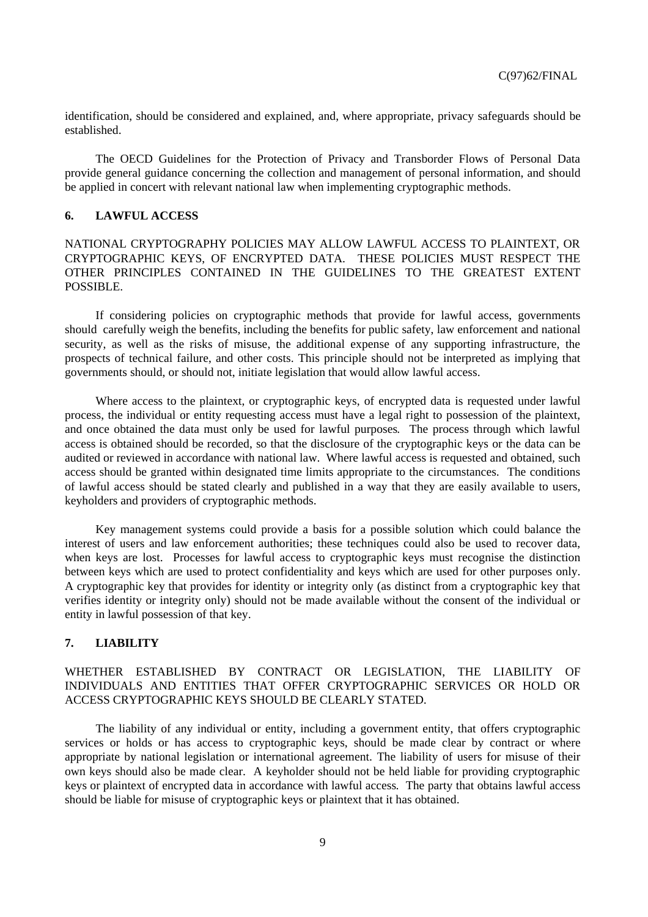identification, should be considered and explained, and, where appropriate, privacy safeguards should be established.

The OECD Guidelines for the Protection of Privacy and Transborder Flows of Personal Data provide general guidance concerning the collection and management of personal information, and should be applied in concert with relevant national law when implementing cryptographic methods.

## 6. LAWFUL ACCESS

NATIONAL CRYPTOGRAPHY POLICIES MAY ALLOW LAWFUL ACCESS TO PLAINTEXT, OR CRYPTOGRAPHIC KEYS, OF ENCRYPTED DATA. THESE POLICIES MUST RESPECT THE OTHER PRINCIPLES CONTAINED IN THE GUIDELINES TO THE GREATEST EXTENT POSSIBLE.

If considering policies on cryptographic methods that provide for lawful access, governments should carefully weigh the benefits, including the benefits for public safety, law enforcement and national security, as well as the risks of misuse, the additional expense of any supporting infrastructure, the prospects of technical failure, and other costs. This principle should not be interpreted as implying that governments should, or should not, initiate legislation that would allow lawful access.

Where access to the plaintext, or cryptographic keys, of encrypted data is requested under lawful process, the individual or entity requesting access must have a legal right to possession of the plaintext, and once obtained the data must only be used for lawful purposes. The process through which lawful access is obtained should be recorded, so that the disclosure of the cryptographic keys or the data can be audited or reviewed in accordance with national law. Where lawful access is requested and obtained, such access should be granted within designated time limits appropriate to the circumstances. The conditions of lawful access should be stated clearly and published in a way that they are easily available to users, keyholders and providers of cryptographic methods.

Key management systems could provide a basis for a possible solution which could balance the interest of users and law enforcement authorities; these techniques could also be used to recover data, when keys are lost. Processes for lawful access to cryptographic keys must recognise the distinction between keys which are used to protect confidentiality and keys which are used for other purposes only. A cryptographic key that provides for identity or integrity only (as distinct from a cryptographic key that verifies identity or integrity only) should not be made available without the consent of the individual or entity in lawful possession of that key.

## 7. LIABILITY

WHETHER ESTABLISHED BY CONTRACT OR LEGISLATION, THE LIABILITY OF INDIVIDUALS AND ENTITIES THAT OFFER CRYPTOGRAPHIC SERVICES OR HOLD OR ACCESS CRYPTOGRAPHIC KEYS SHOULD BE CLEARLY STATED.

The liability of any individual or entity, including a government entity, that offers cryptographic services or holds or has access to cryptographic keys, should be made clear by contract or where appropriate by national legislation or international agreement. The liability of users for misuse of their own keys should also be made clear. A keyholder should not be held liable for providing cryptographic keys or plaintext of encrypted data in accordance with lawful access. The party that obtains lawful access should be liable for misuse of cryptographic keys or plaintext that it has obtained.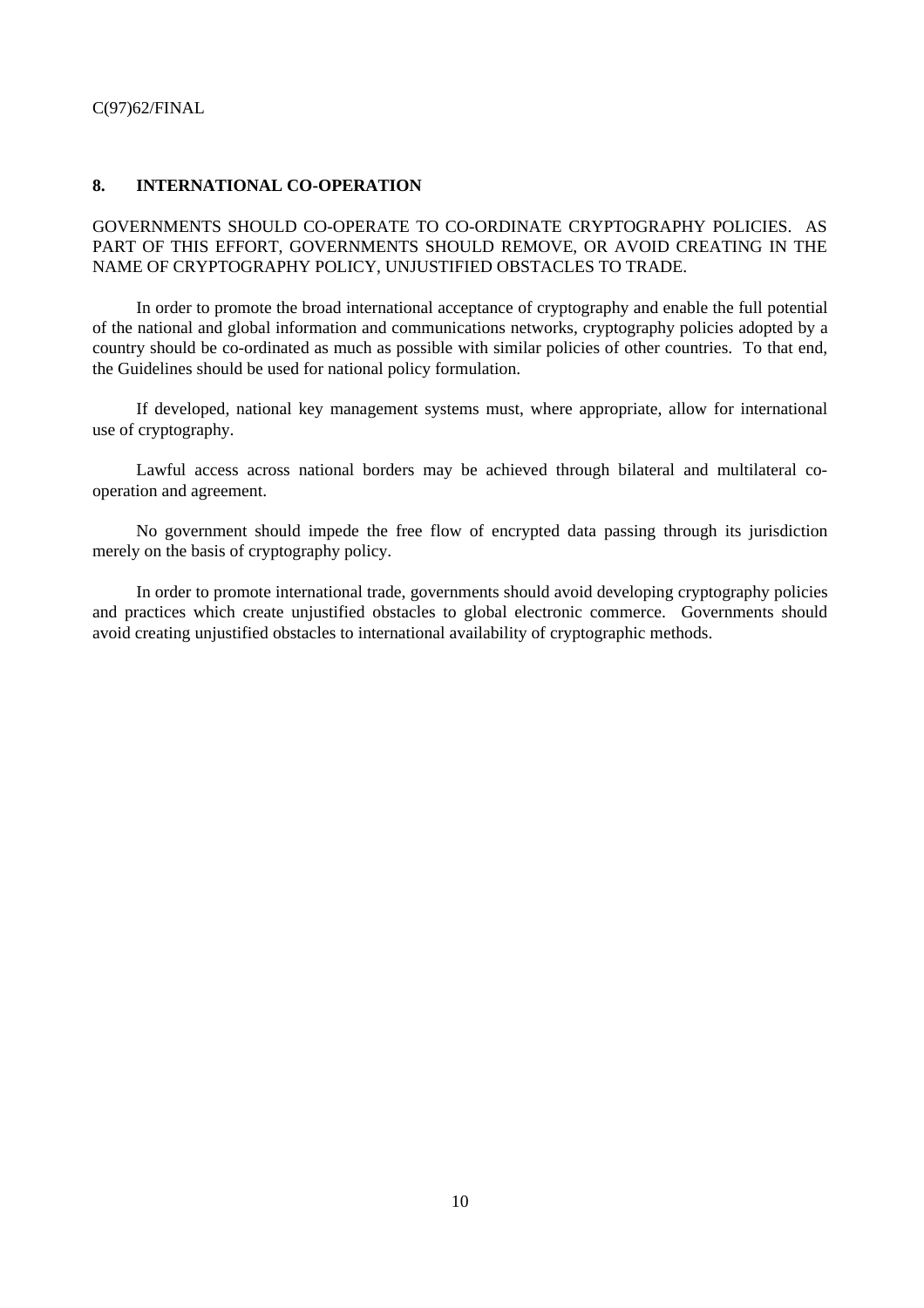## 8. INTERNATIONAL CO-OPERATION

GOVERNMENTS SHOULD CO-OPERATE TO CO-ORDINATE CRYPTOGRAPHY POLICIES. AS PART OF THIS EFFORT, GOVERNMENTS SHOULD REMOVE, OR AVOID CREATING IN THE NAME OF CRYPTOGRAPHY POLICY, UNJUSTIFIED OBSTACLES TO TRADE.

In order to promote the broad international acceptance of cryptography and enable the full potential of the national and global information and communications networks, cryptography policies adopted by a country should be co-ordinated as much as possible with similar policies of other countries. To that end, the Guidelines should be used for national policy formulation.

If developed, national key management systems must, where appropriate, allow for international use of cryptography.

Lawful access across national borders may be achieved through bilateral and multilateral co-operation and agreement.

No government should impede the free flow of encrypted data passing through its jurisdiction merely on the basis of cryptography policy.

In order to promote international trade, governments should avoid developing cryptography policies and practices which create unjustified obstacles to global electronic commerce. Governments should avoid creating unjustified obstacles to international availability of cryptographic methods.